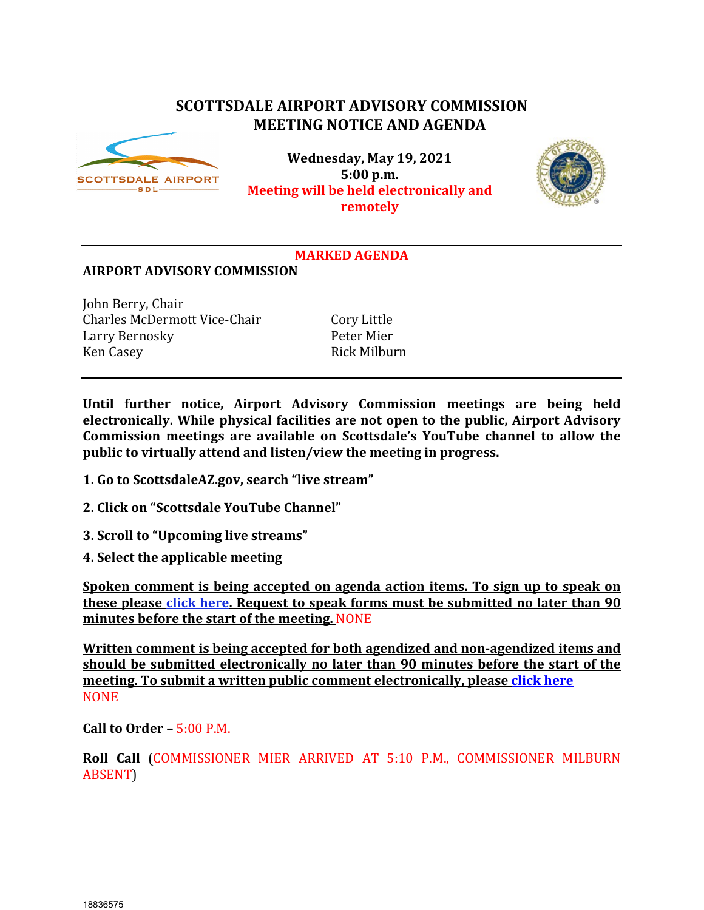# SCOTTSDALE AIRPORT ADVISORY COMMISSION
# MEETING NOTICE AND AGENDA

**Wednesday, May 19, 2021**
**5:00 p.m.**
**Meeting will be held electronically and remotely**

## MARKED AGENDA

**AIRPORT ADVISORY COMMISSION**

John Berry, Chair
Charles McDermott Vice-Chair
Larry Bernosky
Ken Casey
Cory Little
Peter Mier
Rick Milburn

**Until further notice, Airport Advisory Commission meetings are being held electronically. While physical facilities are not open to the public, Airport Advisory Commission meetings are available on Scottsdale's YouTube channel to allow the public to virtually attend and listen/view the meeting in progress.**

**1. Go to ScottsdaleAZ.gov, search "live stream"**

**2. Click on "Scottsdale YouTube Channel"**

**3. Scroll to "Upcoming live streams"**

**4. Select the applicable meeting**

**Spoken comment is being accepted on agenda action items. To sign up to speak on these please click here. Request to speak forms must be submitted no later than 90 minutes before the start of the meeting.** NONE

**Written comment is being accepted for both agendized and non-agendized items and should be submitted electronically no later than 90 minutes before the start of the meeting. To submit a written public comment electronically, please click here**
NONE

**Call to Order –** 5:00 P.M.

**Roll Call** (COMMISSIONER MIER ARRIVED AT 5:10 P.M., COMMISSIONER MILBURN ABSENT)

18836575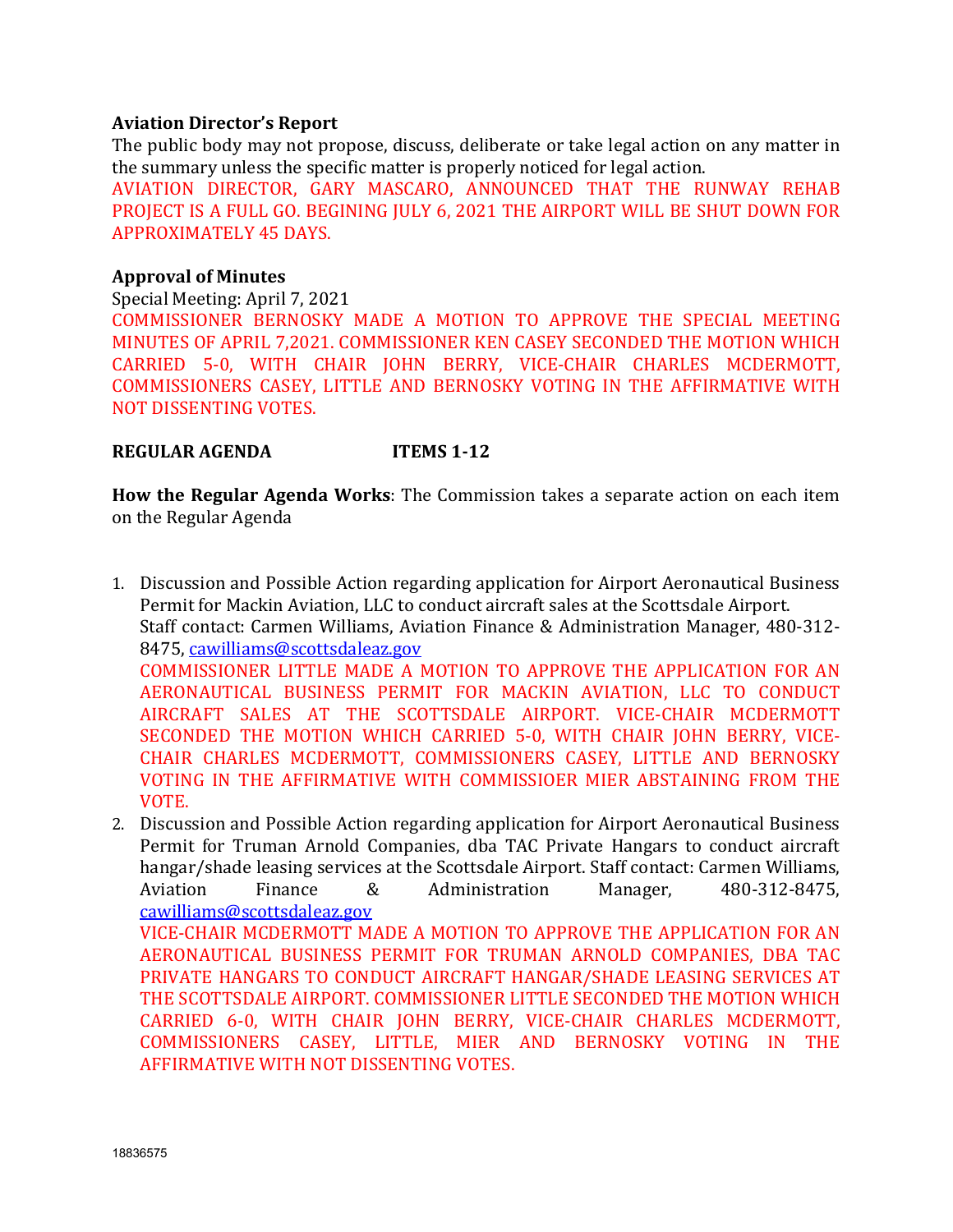**Aviation Director's Report**

The public body may not propose, discuss, deliberate or take legal action on any matter in the summary unless the specific matter is properly noticed for legal action.

AVIATION DIRECTOR, GARY MASCARO, ANNOUNCED THAT THE RUNWAY REHAB PROJECT IS A FULL GO. BEGINING JULY 6, 2021 THE AIRPORT WILL BE SHUT DOWN FOR APPROXIMATELY 45 DAYS.

**Approval of Minutes**

Special Meeting: April 7, 2021

COMMISSIONER BERNOSKY MADE A MOTION TO APPROVE THE SPECIAL MEETING MINUTES OF APRIL 7,2021. COMMISSIONER KEN CASEY SECONDED THE MOTION WHICH CARRIED 5-0, WITH CHAIR JOHN BERRY, VICE-CHAIR CHARLES MCDERMOTT, COMMISSIONERS CASEY, LITTLE AND BERNOSKY VOTING IN THE AFFIRMATIVE WITH NOT DISSENTING VOTES.

**REGULAR AGENDA ITEMS 1-12**

**How the Regular Agenda Works**: The Commission takes a separate action on each item on the Regular Agenda

1. Discussion and Possible Action regarding application for Airport Aeronautical Business Permit for Mackin Aviation, LLC to conduct aircraft sales at the Scottsdale Airport. Staff contact: Carmen Williams, Aviation Finance & Administration Manager, 480-312-8475, cawilliams@scottsdaleaz.gov

   COMMISSIONER LITTLE MADE A MOTION TO APPROVE THE APPLICATION FOR AN AERONAUTICAL BUSINESS PERMIT FOR MACKIN AVIATION, LLC TO CONDUCT AIRCRAFT SALES AT THE SCOTTSDALE AIRPORT. VICE-CHAIR MCDERMOTT SECONDED THE MOTION WHICH CARRIED 5-0, WITH CHAIR JOHN BERRY, VICE-CHAIR CHARLES MCDERMOTT, COMMISSIONERS CASEY, LITTLE AND BERNOSKY VOTING IN THE AFFIRMATIVE WITH COMMISSIOER MIER ABSTAINING FROM THE VOTE.

2. Discussion and Possible Action regarding application for Airport Aeronautical Business Permit for Truman Arnold Companies, dba TAC Private Hangars to conduct aircraft hangar/shade leasing services at the Scottsdale Airport. Staff contact: Carmen Williams, Aviation Finance & Administration Manager, 480-312-8475, cawilliams@scottsdaleaz.gov

   VICE-CHAIR MCDERMOTT MADE A MOTION TO APPROVE THE APPLICATION FOR AN AERONAUTICAL BUSINESS PERMIT FOR TRUMAN ARNOLD COMPANIES, DBA TAC PRIVATE HANGARS TO CONDUCT AIRCRAFT HANGAR/SHADE LEASING SERVICES AT THE SCOTTSDALE AIRPORT. COMMISSIONER LITTLE SECONDED THE MOTION WHICH CARRIED 6-0, WITH CHAIR JOHN BERRY, VICE-CHAIR CHARLES MCDERMOTT, COMMISSIONERS CASEY, LITTLE, MIER AND BERNOSKY VOTING IN THE AFFIRMATIVE WITH NOT DISSENTING VOTES.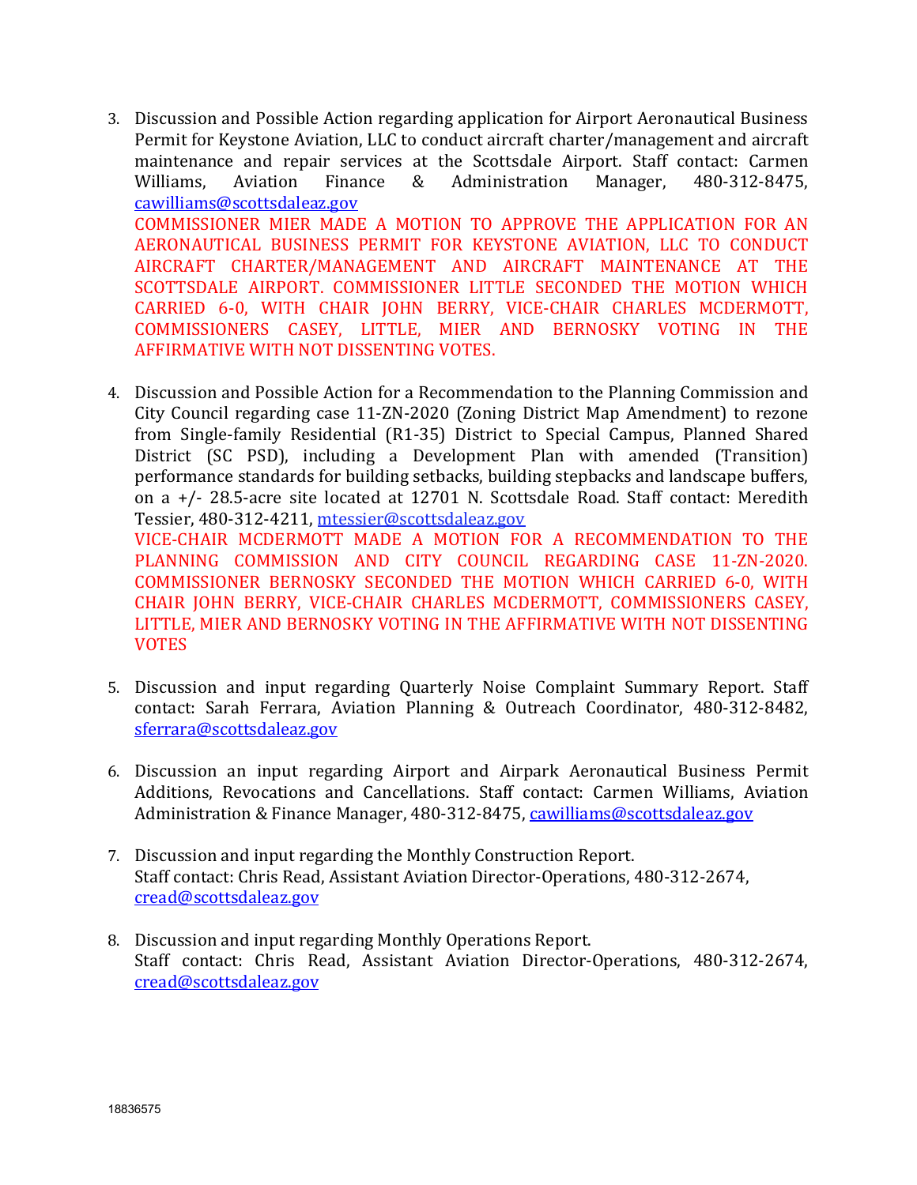3. Discussion and Possible Action regarding application for Airport Aeronautical Business Permit for Keystone Aviation, LLC to conduct aircraft charter/management and aircraft maintenance and repair services at the Scottsdale Airport. Staff contact: Carmen Williams, Aviation Finance & Administration Manager, 480-312-8475, cawilliams@scottsdaleaz.gov
   COMMISSIONER MIER MADE A MOTION TO APPROVE THE APPLICATION FOR AN AERONAUTICAL BUSINESS PERMIT FOR KEYSTONE AVIATION, LLC TO CONDUCT AIRCRAFT CHARTER/MANAGEMENT AND AIRCRAFT MAINTENANCE AT THE SCOTTSDALE AIRPORT. COMMISSIONER LITTLE SECONDED THE MOTION WHICH CARRIED 6-0, WITH CHAIR JOHN BERRY, VICE-CHAIR CHARLES MCDERMOTT, COMMISSIONERS CASEY, LITTLE, MIER AND BERNOSKY VOTING IN THE AFFIRMATIVE WITH NOT DISSENTING VOTES.

4. Discussion and Possible Action for a Recommendation to the Planning Commission and City Council regarding case 11-ZN-2020 (Zoning District Map Amendment) to rezone from Single-family Residential (R1-35) District to Special Campus, Planned Shared District (SC PSD), including a Development Plan with amended (Transition) performance standards for building setbacks, building stepbacks and landscape buffers, on a +/- 28.5-acre site located at 12701 N. Scottsdale Road. Staff contact: Meredith Tessier, 480-312-4211, mtessier@scottsdaleaz.gov
   VICE-CHAIR MCDERMOTT MADE A MOTION FOR A RECOMMENDATION TO THE PLANNING COMMISSION AND CITY COUNCIL REGARDING CASE 11-ZN-2020. COMMISSIONER BERNOSKY SECONDED THE MOTION WHICH CARRIED 6-0, WITH CHAIR JOHN BERRY, VICE-CHAIR CHARLES MCDERMOTT, COMMISSIONERS CASEY, LITTLE, MIER AND BERNOSKY VOTING IN THE AFFIRMATIVE WITH NOT DISSENTING VOTES

5. Discussion and input regarding Quarterly Noise Complaint Summary Report. Staff contact: Sarah Ferrara, Aviation Planning & Outreach Coordinator, 480-312-8482, sferrara@scottsdaleaz.gov

6. Discussion an input regarding Airport and Airpark Aeronautical Business Permit Additions, Revocations and Cancellations. Staff contact: Carmen Williams, Aviation Administration & Finance Manager, 480-312-8475, cawilliams@scottsdaleaz.gov

7. Discussion and input regarding the Monthly Construction Report.
   Staff contact: Chris Read, Assistant Aviation Director-Operations, 480-312-2674, cread@scottsdaleaz.gov

8. Discussion and input regarding Monthly Operations Report.
   Staff contact: Chris Read, Assistant Aviation Director-Operations, 480-312-2674, cread@scottsdaleaz.gov

18836575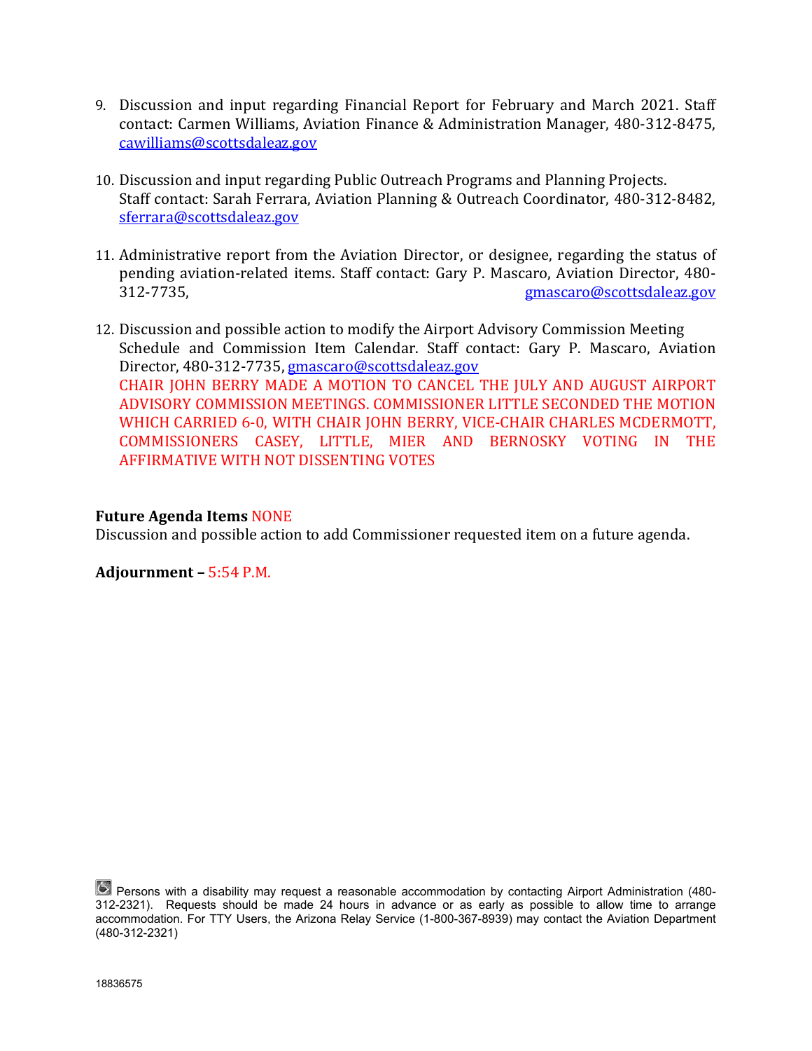9. Discussion and input regarding Financial Report for February and March 2021. Staff contact: Carmen Williams, Aviation Finance & Administration Manager, 480-312-8475, cawilliams@scottsdaleaz.gov

10. Discussion and input regarding Public Outreach Programs and Planning Projects. Staff contact: Sarah Ferrara, Aviation Planning & Outreach Coordinator, 480-312-8482, sferrara@scottsdaleaz.gov

11. Administrative report from the Aviation Director, or designee, regarding the status of pending aviation-related items. Staff contact: Gary P. Mascaro, Aviation Director, 480-312-7735, gmascaro@scottsdaleaz.gov

12. Discussion and possible action to modify the Airport Advisory Commission Meeting Schedule and Commission Item Calendar. Staff contact: Gary P. Mascaro, Aviation Director, 480-312-7735, gmascaro@scottsdaleaz.gov
    CHAIR JOHN BERRY MADE A MOTION TO CANCEL THE JULY AND AUGUST AIRPORT ADVISORY COMMISSION MEETINGS. COMMISSIONER LITTLE SECONDED THE MOTION WHICH CARRIED 6-0, WITH CHAIR JOHN BERRY, VICE-CHAIR CHARLES MCDERMOTT, COMMISSIONERS CASEY, LITTLE, MIER AND BERNOSKY VOTING IN THE AFFIRMATIVE WITH NOT DISSENTING VOTES

**Future Agenda Items** NONE
Discussion and possible action to add Commissioner requested item on a future agenda.

**Adjournment –** 5:54 P.M.

Persons with a disability may request a reasonable accommodation by contacting Airport Administration (480-312-2321). Requests should be made 24 hours in advance or as early as possible to allow time to arrange accommodation. For TTY Users, the Arizona Relay Service (1-800-367-8939) may contact the Aviation Department (480-312-2321)

18836575